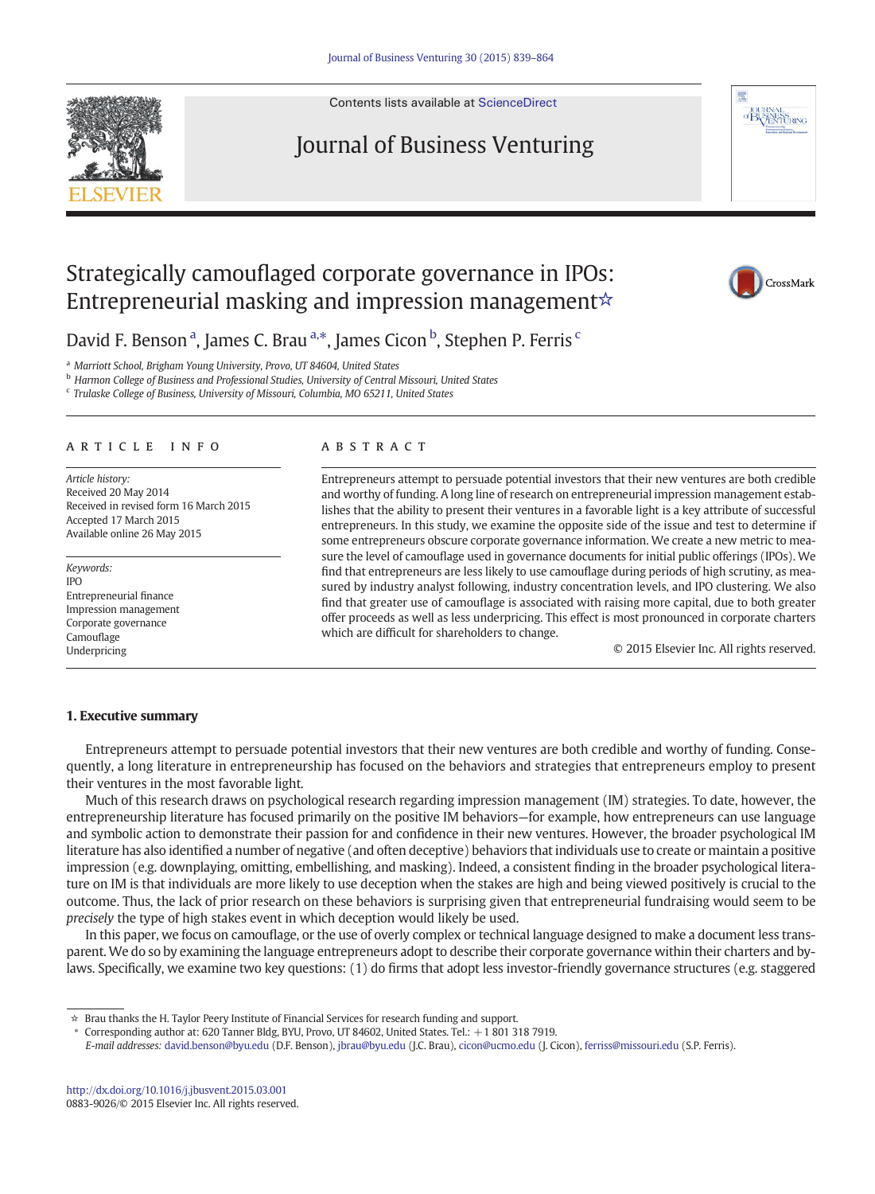# Strategically camouflaged corporate governance in IPOs: Entrepreneurial masking and impression management☆

David F. Benson [a], James C. Brau [a,*], James Cicon [b], Stephen P. Ferris [c]

[a] Marriott School, Brigham Young University, Provo, UT 84604, United States
[b] Harmon College of Business and Professional Studies, University of Central Missouri, United States
[c] Trulaske College of Business, University of Missouri, Columbia, MO 65211, United States

## ARTICLE INFO

*Article history:*
Received 20 May 2014
Received in revised form 16 March 2015
Accepted 17 March 2015
Available online 26 May 2015

*Keywords:*
IPO
Entrepreneurial finance
Impression management
Corporate governance
Camouflage
Underpricing

## ABSTRACT

Entrepreneurs attempt to persuade potential investors that their new ventures are both credible and worthy of funding. A long line of research on entrepreneurial impression management establishes that the ability to present their ventures in a favorable light is a key attribute of successful entrepreneurs. In this study, we examine the opposite side of the issue and test to determine if some entrepreneurs obscure corporate governance information. We create a new metric to measure the level of camouflage used in governance documents for initial public offerings (IPOs). We find that entrepreneurs are less likely to use camouflage during periods of high scrutiny, as measured by industry analyst following, industry concentration levels, and IPO clustering. We also find that greater use of camouflage is associated with raising more capital, due to both greater offer proceeds as well as less underpricing. This effect is most pronounced in corporate charters which are difficult for shareholders to change.

© 2015 Elsevier Inc. All rights reserved.

## 1. Executive summary

Entrepreneurs attempt to persuade potential investors that their new ventures are both credible and worthy of funding. Consequently, a long literature in entrepreneurship has focused on the behaviors and strategies that entrepreneurs employ to present their ventures in the most favorable light.

Much of this research draws on psychological research regarding impression management (IM) strategies. To date, however, the entrepreneurship literature has focused primarily on the positive IM behaviors—for example, how entrepreneurs can use language and symbolic action to demonstrate their passion for and confidence in their new ventures. However, the broader psychological IM literature has also identified a number of negative (and often deceptive) behaviors that individuals use to create or maintain a positive impression (e.g. downplaying, omitting, embellishing, and masking). Indeed, a consistent finding in the broader psychological literature on IM is that individuals are more likely to use deception when the stakes are high and being viewed positively is crucial to the outcome. Thus, the lack of prior research on these behaviors is surprising given that entrepreneurial fundraising would seem to be *precisely* the type of high stakes event in which deception would likely be used.

In this paper, we focus on camouflage, or the use of overly complex or technical language designed to make a document less transparent. We do so by examining the language entrepreneurs adopt to describe their corporate governance within their charters and bylaws. Specifically, we examine two key questions: (1) do firms that adopt less investor-friendly governance structures (e.g. staggered

☆ Brau thanks the H. Taylor Peery Institute of Financial Services for research funding and support.
* Corresponding author at: 620 Tanner Bldg, BYU, Provo, UT 84602, United States. Tel.: +1 801 318 7919.
*E-mail addresses:* david.benson@byu.edu (D.F. Benson), jbrau@byu.edu (J.C. Brau), cicon@ucmo.edu (J. Cicon), ferriss@missouri.edu (S.P. Ferris).

http://dx.doi.org/10.1016/j.jbusvent.2015.03.001
0883-9026/© 2015 Elsevier Inc. All rights reserved.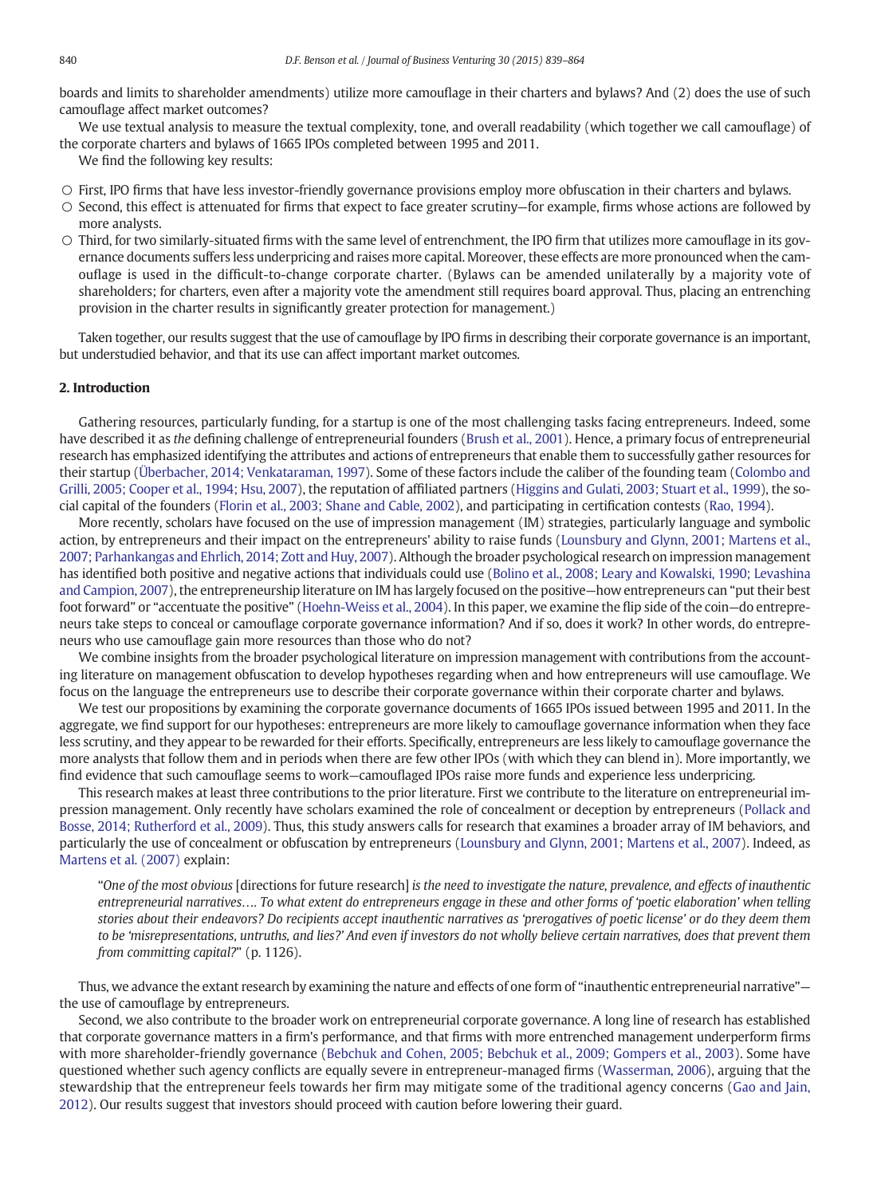boards and limits to shareholder amendments) utilize more camouflage in their charters and bylaws? And (2) does the use of such camouflage affect market outcomes?

We use textual analysis to measure the textual complexity, tone, and overall readability (which together we call camouflage) of the corporate charters and bylaws of 1665 IPOs completed between 1995 and 2011.

We find the following key results:

- First, IPO firms that have less investor-friendly governance provisions employ more obfuscation in their charters and bylaws.
- Second, this effect is attenuated for firms that expect to face greater scrutiny—for example, firms whose actions are followed by more analysts.
- Third, for two similarly-situated firms with the same level of entrenchment, the IPO firm that utilizes more camouflage in its governance documents suffers less underpricing and raises more capital. Moreover, these effects are more pronounced when the camouflage is used in the difficult-to-change corporate charter. (Bylaws can be amended unilaterally by a majority vote of shareholders; for charters, even after a majority vote the amendment still requires board approval. Thus, placing an entrenching provision in the charter results in significantly greater protection for management.)

Taken together, our results suggest that the use of camouflage by IPO firms in describing their corporate governance is an important, but understudied behavior, and that its use can affect important market outcomes.

## 2. Introduction

Gathering resources, particularly funding, for a startup is one of the most challenging tasks facing entrepreneurs. Indeed, some have described it as *the* defining challenge of entrepreneurial founders (Brush et al., 2001). Hence, a primary focus of entrepreneurial research has emphasized identifying the attributes and actions of entrepreneurs that enable them to successfully gather resources for their startup (Überbacher, 2014; Venkataraman, 1997). Some of these factors include the caliber of the founding team (Colombo and Grilli, 2005; Cooper et al., 1994; Hsu, 2007), the reputation of affiliated partners (Higgins and Gulati, 2003; Stuart et al., 1999), the social capital of the founders (Florin et al., 2003; Shane and Cable, 2002), and participating in certification contests (Rao, 1994).

More recently, scholars have focused on the use of impression management (IM) strategies, particularly language and symbolic action, by entrepreneurs and their impact on the entrepreneurs' ability to raise funds (Lounsbury and Glynn, 2001; Martens et al., 2007; Parhankangas and Ehrlich, 2014; Zott and Huy, 2007). Although the broader psychological research on impression management has identified both positive and negative actions that individuals could use (Bolino et al., 2008; Leary and Kowalski, 1990; Levashina and Campion, 2007), the entrepreneurship literature on IM has largely focused on the positive—how entrepreneurs can "put their best foot forward" or "accentuate the positive" (Hoehn-Weiss et al., 2004). In this paper, we examine the flip side of the coin—do entrepreneurs take steps to conceal or camouflage corporate governance information? And if so, does it work? In other words, do entrepreneurs who use camouflage gain more resources than those who do not?

We combine insights from the broader psychological literature on impression management with contributions from the accounting literature on management obfuscation to develop hypotheses regarding when and how entrepreneurs will use camouflage. We focus on the language the entrepreneurs use to describe their corporate governance within their corporate charter and bylaws.

We test our propositions by examining the corporate governance documents of 1665 IPOs issued between 1995 and 2011. In the aggregate, we find support for our hypotheses: entrepreneurs are more likely to camouflage governance information when they face less scrutiny, and they appear to be rewarded for their efforts. Specifically, entrepreneurs are less likely to camouflage governance the more analysts that follow them and in periods when there are few other IPOs (with which they can blend in). More importantly, we find evidence that such camouflage seems to work—camouflaged IPOs raise more funds and experience less underpricing.

This research makes at least three contributions to the prior literature. First we contribute to the literature on entrepreneurial impression management. Only recently have scholars examined the role of concealment or deception by entrepreneurs (Pollack and Bosse, 2014; Rutherford et al., 2009). Thus, this study answers calls for research that examines a broader array of IM behaviors, and particularly the use of concealment or obfuscation by entrepreneurs (Lounsbury and Glynn, 2001; Martens et al., 2007). Indeed, as Martens et al. (2007) explain:

> "*One of the most obvious* [directions for future research] *is the need to investigate the nature, prevalence, and effects of inauthentic entrepreneurial narratives…. To what extent do entrepreneurs engage in these and other forms of 'poetic elaboration' when telling stories about their endeavors? Do recipients accept inauthentic narratives as 'prerogatives of poetic license' or do they deem them to be 'misrepresentations, untruths, and lies?' And even if investors do not wholly believe certain narratives, does that prevent them from committing capital?*" (p. 1126).

Thus, we advance the extant research by examining the nature and effects of one form of "inauthentic entrepreneurial narrative"—the use of camouflage by entrepreneurs.

Second, we also contribute to the broader work on entrepreneurial corporate governance. A long line of research has established that corporate governance matters in a firm's performance, and that firms with more entrenched management underperform firms with more shareholder-friendly governance (Bebchuk and Cohen, 2005; Bebchuk et al., 2009; Gompers et al., 2003). Some have questioned whether such agency conflicts are equally severe in entrepreneur-managed firms (Wasserman, 2006), arguing that the stewardship that the entrepreneur feels towards her firm may mitigate some of the traditional agency concerns (Gao and Jain, 2012). Our results suggest that investors should proceed with caution before lowering their guard.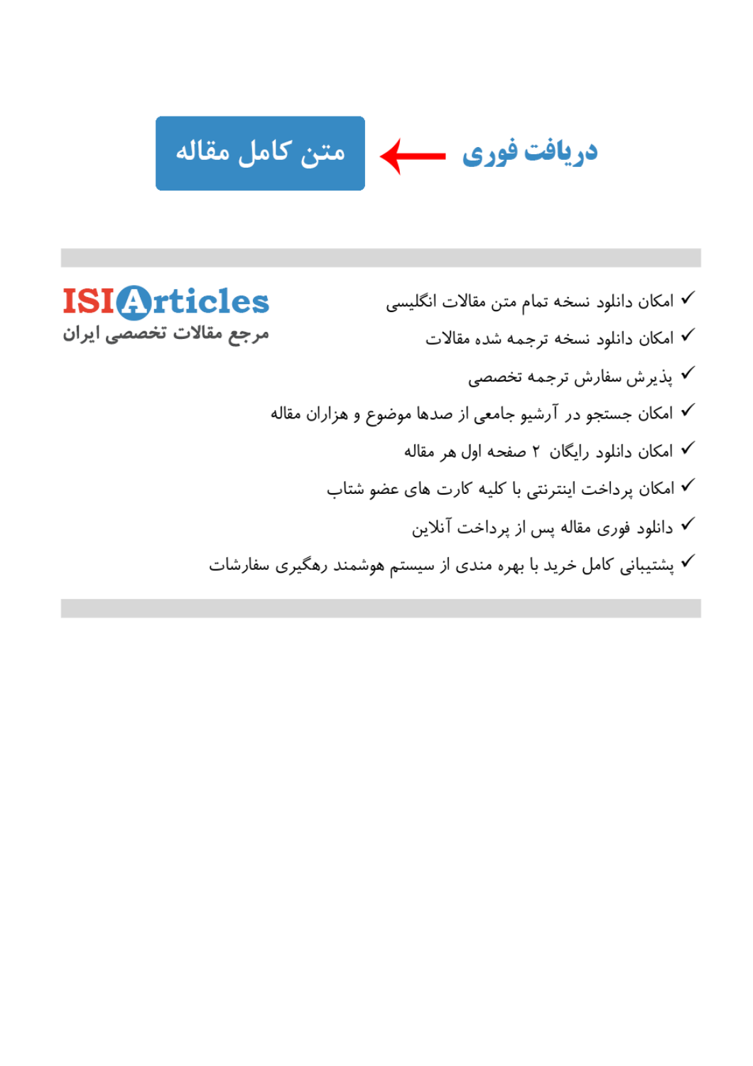دریافت فوری ← متن کامل مقاله

ISIArticles
مرجع مقالات تخصصی ایران

- ✓ امکان دانلود نسخه تمام متن مقالات انگلیسی
- ✓ امکان دانلود نسخه ترجمه شده مقالات
- ✓ پذیرش سفارش ترجمه تخصصی
- ✓ امکان جستجو در آرشیو جامعی از صدها موضوع و هزاران مقاله
- ✓ امکان دانلود رایگان ۲ صفحه اول هر مقاله
- ✓ امکان پرداخت اینترنتی با کلیه کارت های عضو شتاب
- ✓ دانلود فوری مقاله پس از پرداخت آنلاین
- ✓ پشتیبانی کامل خرید با بهره مندی از سیستم هوشمند رهگیری سفارشات